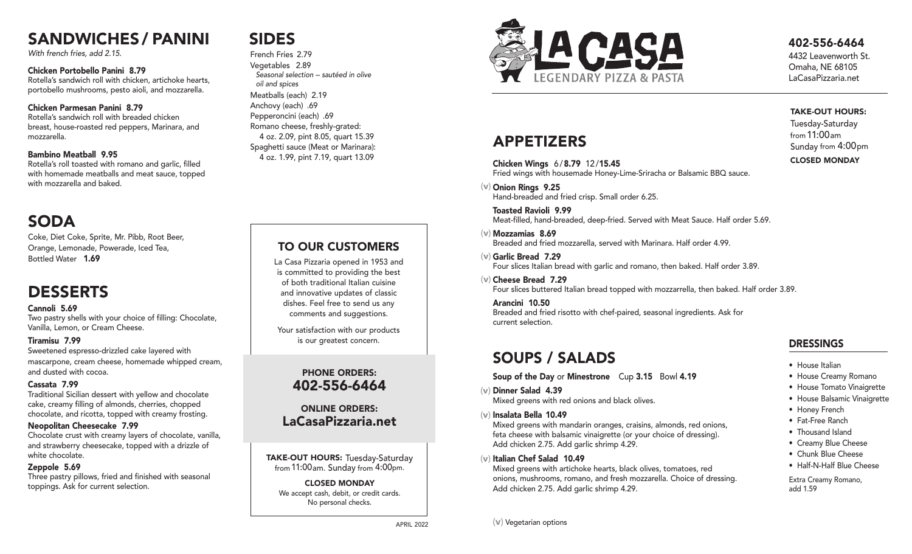# LA CASA

LEGENDARY PIZZA & PASTA

**402-556-6464**
4432 Leavenworth St.
Omaha, NE 68105
LaCasaPizzaria.net

**TAKE-OUT HOURS:**
Tuesday-Saturday from 11:00am
Sunday from 4:00pm
**CLOSED MONDAY**

## SANDWICHES / PANINI

*With french fries, add 2.15.*

**Chicken Portobello Panini 8.79**
Rotella's sandwich roll with chicken, artichoke hearts, portobello mushrooms, pesto aioli, and mozzarella.

**Chicken Parmesan Panini 8.79**
Rotella's sandwich roll with breaded chicken breast, house-roasted red peppers, Marinara, and mozzarella.

**Bambino Meatball 9.95**
Rotella's roll toasted with romano and garlic, filled with homemade meatballs and meat sauce, topped with mozzarella and baked.

## SODA

Coke, Diet Coke, Sprite, Mr. Pibb, Root Beer, Orange, Lemonade, Powerade, Iced Tea, Bottled Water **1.69**

## DESSERTS

**Cannoli 5.69**
Two pastry shells with your choice of filling: Chocolate, Vanilla, Lemon, or Cream Cheese.

**Tiramisu 7.99**
Sweetened espresso-drizzled cake layered with mascarpone, cream cheese, homemade whipped cream, and dusted with cocoa.

**Cassata 7.99**
Traditional Sicilian dessert with yellow and chocolate cake, creamy filling of almonds, cherries, chopped chocolate, and ricotta, topped with creamy frosting.

**Neopolitan Cheesecake 7.99**
Chocolate crust with creamy layers of chocolate, vanilla, and strawberry cheesecake, topped with a drizzle of white chocolate.

**Zeppole 5.69**
Three pastry pillows, fried and finished with seasonal toppings. Ask for current selection.

## SIDES

French Fries 2.79
Vegetables 2.89
*Seasonal selection – sautéed in olive oil and spices*
Meatballs (each) 2.19
Anchovy (each) .69
Pepperoncini (each) .69
Romano cheese, freshly-grated:
4 oz. 2.09, pint 8.05, quart 15.39
Spaghetti sauce (Meat or Marinara):
4 oz. 1.99, pint 7.19, quart 13.09

### TO OUR CUSTOMERS

La Casa Pizzaria opened in 1953 and is committed to providing the best of both traditional Italian cuisine and innovative updates of classic dishes. Feel free to send us any comments and suggestions.

Your satisfaction with our products is our greatest concern.

**PHONE ORDERS:**
**402-556-6464**

**ONLINE ORDERS:**
**LaCasaPizzaria.net**

**TAKE-OUT HOURS:** Tuesday-Saturday from 11:00am. Sunday from 4:00pm.

**CLOSED MONDAY**
We accept cash, debit, or credit cards.
No personal checks.

APRIL 2022

## APPETIZERS

**Chicken Wings** 6/**8.79** 12/**15.45**
Fried wings with housemade Honey-Lime-Sriracha or Balsamic BBQ sauce.

(v) **Onion Rings 9.25**
Hand-breaded and fried crisp. Small order 6.25.

**Toasted Ravioli 9.99**
Meat-filled, hand-breaded, deep-fried. Served with Meat Sauce. Half order 5.69.

(v) **Mozzamias 8.69**
Breaded and fried mozzarella, served with Marinara. Half order 4.99.

(v) **Garlic Bread 7.29**
Four slices Italian bread with garlic and romano, then baked. Half order 3.89.

(v) **Cheese Bread 7.29**
Four slices buttered Italian bread topped with mozzarella, then baked. Half order 3.89.

**Arancini 10.50**
Breaded and fried risotto with chef-paired, seasonal ingredients. Ask for current selection.

## SOUPS / SALADS

**Soup of the Day** or **Minestrone** Cup **3.15** Bowl **4.19**

(v) **Dinner Salad 4.39**
Mixed greens with red onions and black olives.

(v) **Insalata Bella 10.49**
Mixed greens with mandarin oranges, craisins, almonds, red onions, feta cheese with balsamic vinaigrette (or your choice of dressing). Add chicken 2.75. Add garlic shrimp 4.29.

(v) **Italian Chef Salad 10.49**
Mixed greens with artichoke hearts, black olives, tomatoes, red onions, mushrooms, romano, and fresh mozzarella. Choice of dressing. Add chicken 2.75. Add garlic shrimp 4.29.

(v) Vegetarian options

### DRESSINGS

- House Italian
- House Creamy Romano
- House Tomato Vinaigrette
- House Balsamic Vinaigrette
- Honey French
- Fat-Free Ranch
- Thousand Island
- Creamy Blue Cheese
- Chunk Blue Cheese
- Half-N-Half Blue Cheese

Extra Creamy Romano, add 1.59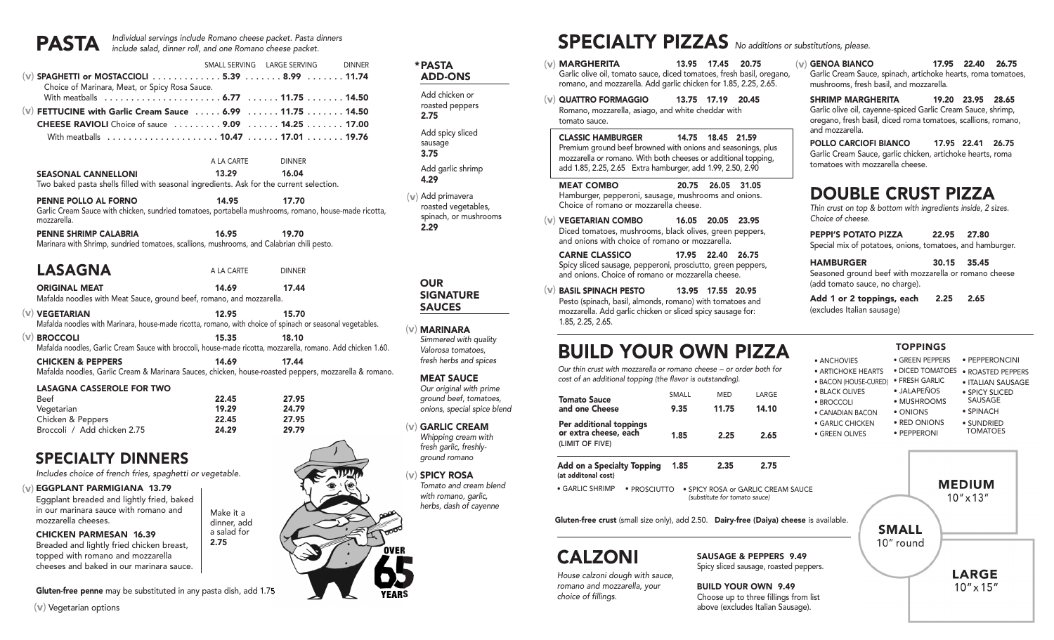# PASTA

*Individual servings include Romano cheese packet. Pasta dinners include salad, dinner roll, and one Romano cheese packet.*

| | SMALL SERVING | LARGE SERVING | DINNER |
|---|---|---|---|
| (V) **SPAGHETTI or MOSTACCIOLI** | 5.39 | 8.99 | 11.74 |
| Choice of Marinara, Meat, or Spicy Rosa Sauce. | | | |
| With meatballs | 6.77 | 11.75 | 14.50 |
| (V) **FETTUCINE with Garlic Cream Sauce** | 6.99 | 11.75 | 14.50 |
| **CHEESE RAVIOLI** Choice of sauce | 9.09 | 14.25 | 17.00 |
| With meatballs | 10.47 | 17.01 | 19.76 |

| | A LA CARTE | DINNER |
|---|---|---|
| **SEASONAL CANNELLONI** | 13.29 | 16.04 |
| **PENNE POLLO AL FORNO** | 14.95 | 17.70 |
| **PENNE SHRIMP CALABRIA** | 16.95 | 19.70 |

**SEASONAL CANNELLONI** — Two baked pasta shells filled with seasonal ingredients. Ask for the current selection.

**PENNE POLLO AL FORNO** — Garlic Cream Sauce with chicken, sundried tomatoes, portabella mushrooms, romano, house-made ricotta, mozzarella.

**PENNE SHRIMP CALABRIA** — Marinara with Shrimp, sundried tomatoes, scallions, mushrooms, and Calabrian chili pesto.

## LASAGNA

| | A LA CARTE | DINNER |
|---|---|---|
| **ORIGINAL MEAT** | 14.69 | 17.44 |
| (V) **VEGETARIAN** | 12.95 | 15.70 |
| (V) **BROCCOLI** | 15.35 | 18.10 |
| **CHICKEN & PEPPERS** | 14.69 | 17.44 |

**ORIGINAL MEAT** — Mafalda noodles with Meat Sauce, ground beef, romano, and mozzarella.

**VEGETARIAN** — Mafalda noodles with Marinara, house-made ricotta, romano, with choice of spinach or seasonal vegetables.

**BROCCOLI** — Mafalda noodles, Garlic Cream Sauce with broccoli, house-made ricotta, mozzarella, romano. Add chicken 1.60.

**CHICKEN & PEPPERS** — Mafalda noodles, Garlic Cream & Marinara Sauces, chicken, house-roasted peppers, mozzarella & romano.

### LASAGNA CASSEROLE FOR TWO

| | | |
|---|---|---|
| Beef | 22.45 | 27.95 |
| Vegetarian | 19.29 | 24.79 |
| Chicken & Peppers | 22.45 | 27.95 |
| Broccoli / Add chicken 2.75 | 24.29 | 29.79 |

## SPECIALTY DINNERS

*Includes choice of french fries, spaghetti or vegetable.*

(V) **EGGPLANT PARMIGIANA 13.79**
Eggplant breaded and lightly fried, baked in our marinara sauce with romano and mozzarella cheeses.

**CHICKEN PARMESAN 16.39**
Breaded and lightly fried chicken breast, topped with romano and mozzarella cheeses and baked in our marinara sauce.

Make it a dinner, add a salad for 2.75

**Gluten-free penne** may be substituted in any pasta dish, add 1.75

(V) Vegetarian options

## *PASTA ADD-ONS

Add chicken or roasted peppers
**2.75**

Add spicy sliced sausage
**3.75**

Add garlic shrimp
**4.29**

(V) Add primavera roasted vegetables, spinach, or mushrooms
**2.29**

## OUR SIGNATURE SAUCES

(V) **MARINARA**
*Simmered with quality Valorosa tomatoes, fresh herbs and spices*

**MEAT SAUCE**
*Our original with prime ground beef, tomatoes, onions, special spice blend*

(V) **GARLIC CREAM**
*Whipping cream with fresh garlic, freshly-ground romano*

(V) **SPICY ROSA**
*Tomato and cream blend with romano, garlic, herbs, dash of cayenne*

OVER 65 YEARS

# SPECIALTY PIZZAS

*No additions or substitutions, please.*

(V) **MARGHERITA** 13.95 17.45 20.75
Garlic olive oil, tomato sauce, diced tomatoes, fresh basil, oregano, romano, and mozzarella. Add garlic chicken for 1.85, 2.25, 2.65.

(V) **QUATTRO FORMAGGIO** 13.75 17.19 20.45
Romano, mozzarella, asiago, and white cheddar with tomato sauce.

**CLASSIC HAMBURGER** 14.75 18.45 21.59
Premium ground beef browned with onions and seasonings, plus mozzarella or romano. With both cheeses or additional topping, add 1.85, 2.25, 2.65 Extra hamburger, add 1.99, 2.50, 2.90

**MEAT COMBO** 20.75 26.05 31.05
Hamburger, pepperoni, sausage, mushrooms and onions. Choice of romano or mozzarella cheese.

(V) **VEGETARIAN COMBO** 16.05 20.05 23.95
Diced tomatoes, mushrooms, black olives, green peppers, and onions with choice of romano or mozzarella.

**CARNE CLASSICO** 17.95 22.40 26.75
Spicy sliced sausage, pepperoni, prosciutto, green peppers, and onions. Choice of romano or mozzarella cheese.

(V) **BASIL SPINACH PESTO** 13.95 17.55 20.95
Pesto (spinach, basil, almonds, romano) with tomatoes and mozzarella. Add garlic chicken or sliced spicy sausage for: 1.85, 2.25, 2.65.

(V) **GENOA BIANCO** 17.95 22.40 26.75
Garlic Cream Sauce, spinach, artichoke hearts, roma tomatoes, mushrooms, fresh basil, and mozzarella.

**SHRIMP MARGHERITA** 19.20 23.95 28.65
Garlic olive oil, cayenne-spiced Garlic Cream Sauce, shrimp, oregano, fresh basil, diced roma tomatoes, scallions, romano, and mozzarella.

**POLLO CARCIOFI BIANCO** 17.95 22.41 26.75
Garlic Cream Sauce, garlic chicken, artichoke hearts, roma tomatoes with mozzarella cheese.

## DOUBLE CRUST PIZZA

*Thin crust on top & bottom with ingredients inside, 2 sizes. Choice of cheese.*

**PEPPI'S POTATO PIZZA** 22.95 27.80
Special mix of potatoes, onions, tomatoes, and hamburger.

**HAMBURGER** 30.15 35.45
Seasoned ground beef with mozzarella or romano cheese (add tomato sauce, no charge).

**Add 1 or 2 toppings, each** 2.25 2.65
(excludes Italian sausage)

# BUILD YOUR OWN PIZZA

*Our thin crust with mozzarella or romano cheese – or order both for cost of an additional topping (the flavor is outstanding).*

| | SMALL | MED | LARGE |
|---|---|---|---|
| **Tomato Sauce and one Cheese** | 9.35 | 11.75 | 14.10 |
| **Per additional toppings or extra cheese, each** (LIMIT OF FIVE) | 1.85 | 2.25 | 2.65 |
| **Add on a Specialty Topping** (at additonal cost) | 1.85 | 2.35 | 2.75 |

• GARLIC SHRIMP • PROSCIUTTO • SPICY ROSA or GARLIC CREAM SAUCE *(substitute for tomato sauce)*

**Gluten-free crust** (small size only), add 2.50. **Dairy-free (Daiya) cheese** is available.

### TOPPINGS

- ANCHOVIES
- ARTICHOKE HEARTS
- BACON (HOUSE-CURED)
- BLACK OLIVES
- BROCCOLI
- CANADIAN BACON
- GARLIC CHICKEN
- GREEN OLIVES
- GREEN PEPPERS
- DICED TOMATOES
- FRESH GARLIC
- JALAPEÑOS
- MUSHROOMS
- ONIONS
- RED ONIONS
- PEPPERONI
- PEPPERONCINI
- ROASTED PEPPERS
- ITALIAN SAUSAGE
- SPICY SLICED SAUSAGE
- SPINACH
- SUNDRIED TOMATOES

**SMALL** 10" round

**MEDIUM** 10"x13"

**LARGE** 10"x15"

# CALZONI

*House calzoni dough with sauce, romano and mozzarella, your choice of fillings.*

**SAUSAGE & PEPPERS 9.49**
Spicy sliced sausage, roasted peppers.

**BUILD YOUR OWN 9.49**
Choose up to three fillings from list above (excludes Italian Sausage).